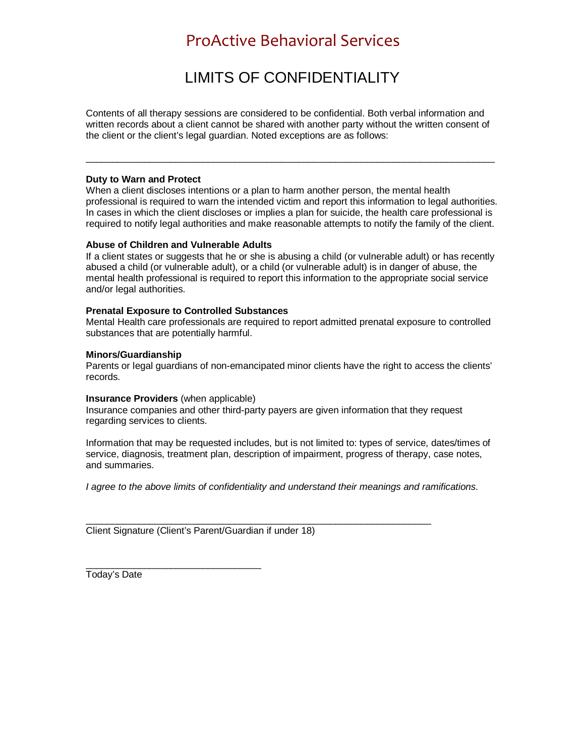# ProActive Behavioral Services

## LIMITS OF CONFIDENTIALITY

Contents of all therapy sessions are considered to be confidential. Both verbal information and written records about a client cannot be shared with another party without the written consent of the client or the client's legal guardian. Noted exceptions are as follows:

---

**Duty to Warn and Protect**
When a client discloses intentions or a plan to harm another person, the mental health professional is required to warn the intended victim and report this information to legal authorities. In cases in which the client discloses or implies a plan for suicide, the health care professional is required to notify legal authorities and make reasonable attempts to notify the family of the client.

**Abuse of Children and Vulnerable Adults**
If a client states or suggests that he or she is abusing a child (or vulnerable adult) or has recently abused a child (or vulnerable adult), or a child (or vulnerable adult) is in danger of abuse, the mental health professional is required to report this information to the appropriate social service and/or legal authorities.

**Prenatal Exposure to Controlled Substances**
Mental Health care professionals are required to report admitted prenatal exposure to controlled substances that are potentially harmful.

**Minors/Guardianship**
Parents or legal guardians of non-emancipated minor clients have the right to access the clients' records.

**Insurance Providers** (when applicable)
Insurance companies and other third-party payers are given information that they request regarding services to clients.

Information that may be requested includes, but is not limited to: types of service, dates/times of service, diagnosis, treatment plan, description of impairment, progress of therapy, case notes, and summaries.

*I agree to the above limits of confidentiality and understand their meanings and ramifications.*

\_\_\_\_\_\_\_\_\_\_\_\_\_\_\_\_\_\_\_\_\_\_\_\_\_\_\_\_\_\_\_\_\_\_\_\_\_\_\_\_\_\_\_\_\_\_\_\_\_\_\_\_\_\_\_\_\_\_\_\_
Client Signature (Client's Parent/Guardian if under 18)

\_\_\_\_\_\_\_\_\_\_\_\_\_\_\_\_\_\_\_\_\_\_\_\_\_\_\_\_\_\_\_\_
Today's Date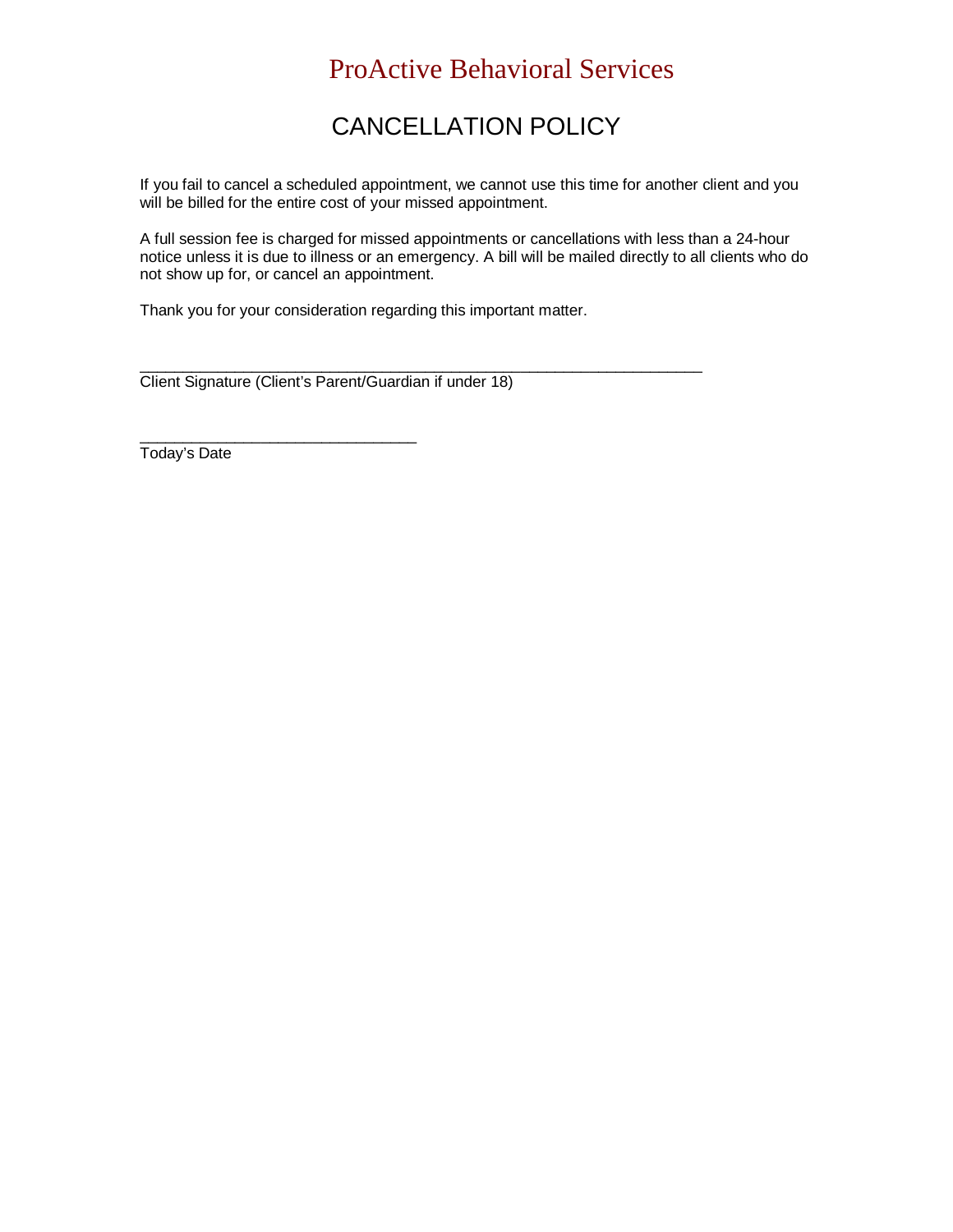# ProActive Behavioral Services

## CANCELLATION POLICY

If you fail to cancel a scheduled appointment, we cannot use this time for another client and you will be billed for the entire cost of your missed appointment.

A full session fee is charged for missed appointments or cancellations with less than a 24-hour notice unless it is due to illness or an emergency. A bill will be mailed directly to all clients who do not show up for, or cancel an appointment.

Thank you for your consideration regarding this important matter.

_______________________________________________________________
Client Signature (Client's Parent/Guardian if under 18)

_______________________________
Today's Date